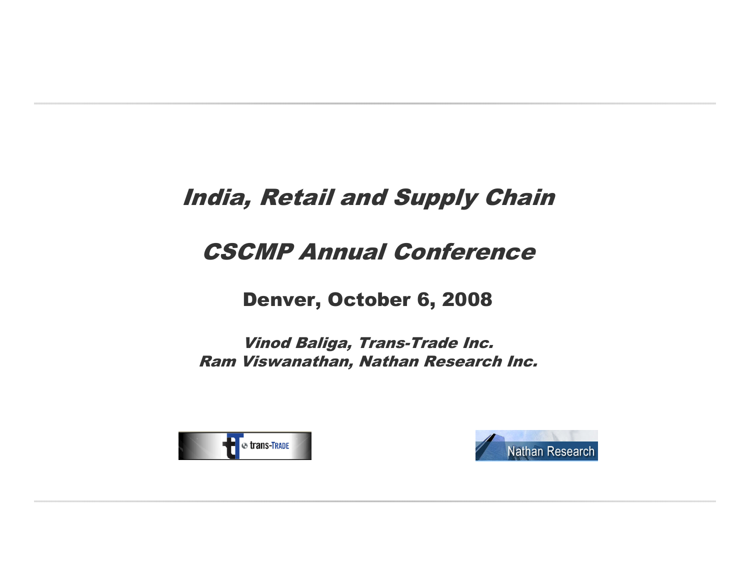# India, Retail and Supply Chain

## CSCMP Annual Conference

### Denver, October 6, 2008

*Vinod Baliga, Trans-Trade Inc.*
*Ram Viswanathan, Nathan Research Inc.*

trans-TRADE

Nathan Research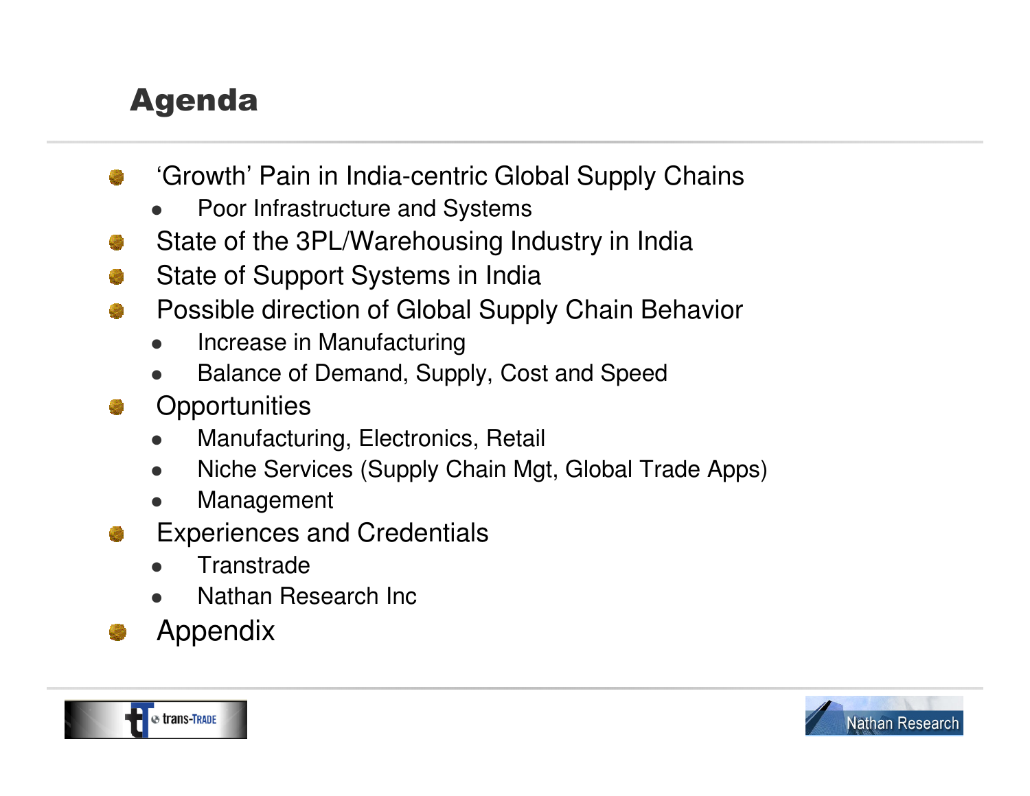# Agenda

- ‘Growth’ Pain in India-centric Global Supply Chains
  - Poor Infrastructure and Systems
- State of the 3PL/Warehousing Industry in India
- State of Support Systems in India
- Possible direction of Global Supply Chain Behavior
  - Increase in Manufacturing
  - Balance of Demand, Supply, Cost and Speed
- Opportunities
  - Manufacturing, Electronics, Retail
  - Niche Services (Supply Chain Mgt, Global Trade Apps)
  - Management
- Experiences and Credentials
  - Transtrade
  - Nathan Research Inc
- Appendix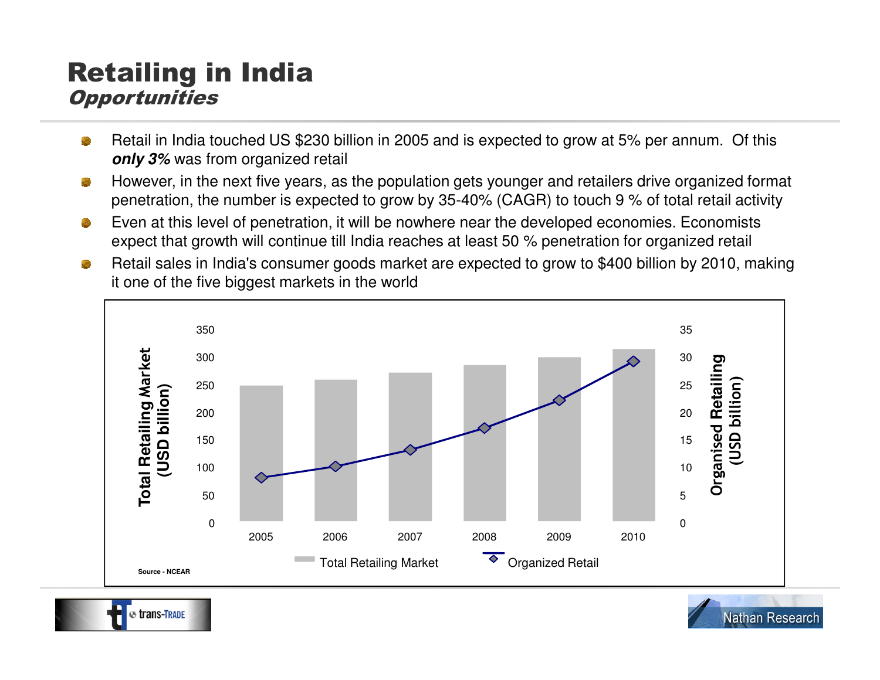# Retailing in India

## *Opportunities*

- Retail in India touched US $230 billion in 2005 and is expected to grow at 5% per annum. Of this ***only 3%*** was from organized retail
- However, in the next five years, as the population gets younger and retailers drive organized format penetration, the number is expected to grow by 35-40% (CAGR) to touch 9 % of total retail activity
- Even at this level of penetration, it will be nowhere near the developed economies. Economists expect that growth will continue till India reaches at least 50 % penetration for organized retail
- Retail sales in India's consumer goods market are expected to grow to $400 billion by 2010, making it one of the five biggest markets in the world

Source - NCEAR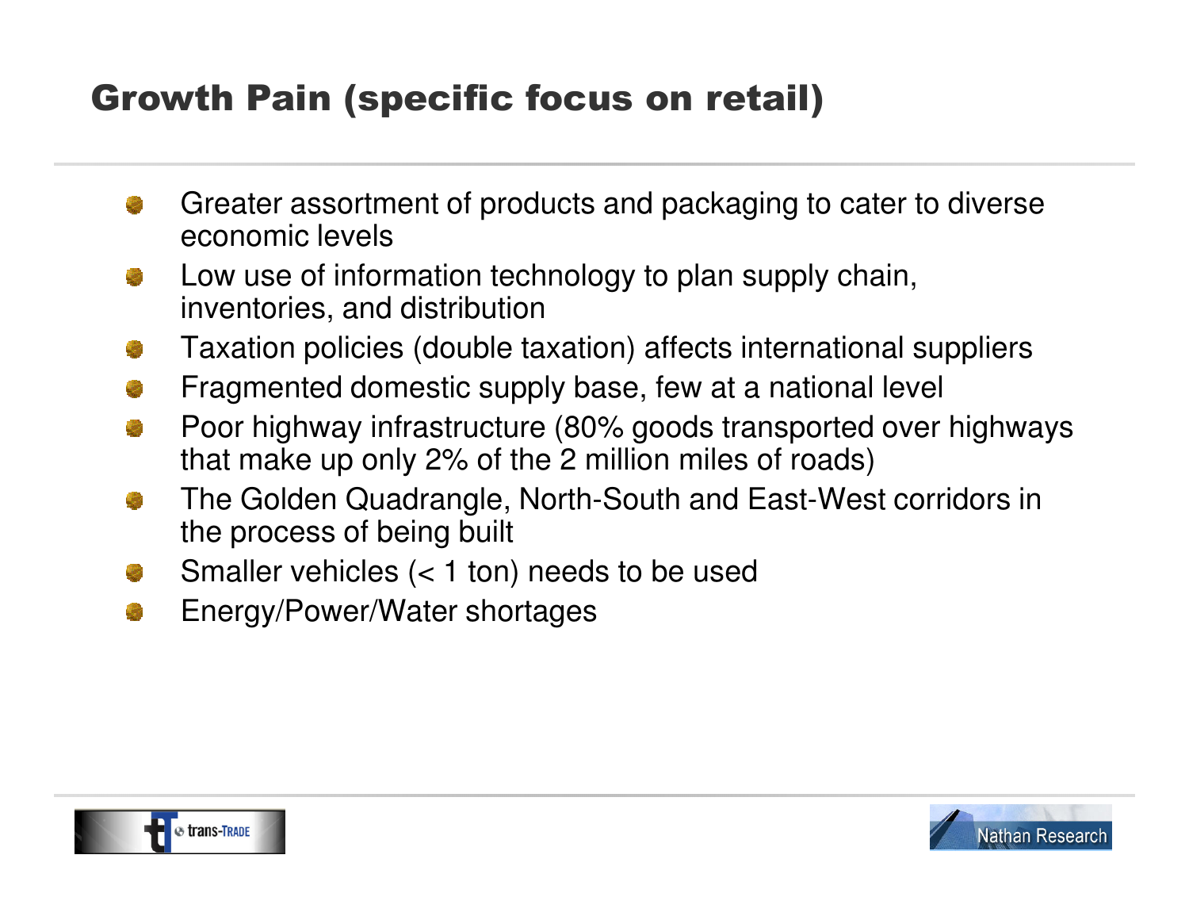# Growth Pain (specific focus on retail)

- Greater assortment of products and packaging to cater to diverse economic levels
- Low use of information technology to plan supply chain, inventories, and distribution
- Taxation policies (double taxation) affects international suppliers
- Fragmented domestic supply base, few at a national level
- Poor highway infrastructure (80% goods transported over highways that make up only 2% of the 2 million miles of roads)
- The Golden Quadrangle, North-South and East-West corridors in the process of being built
- Smaller vehicles (< 1 ton) needs to be used
- Energy/Power/Water shortages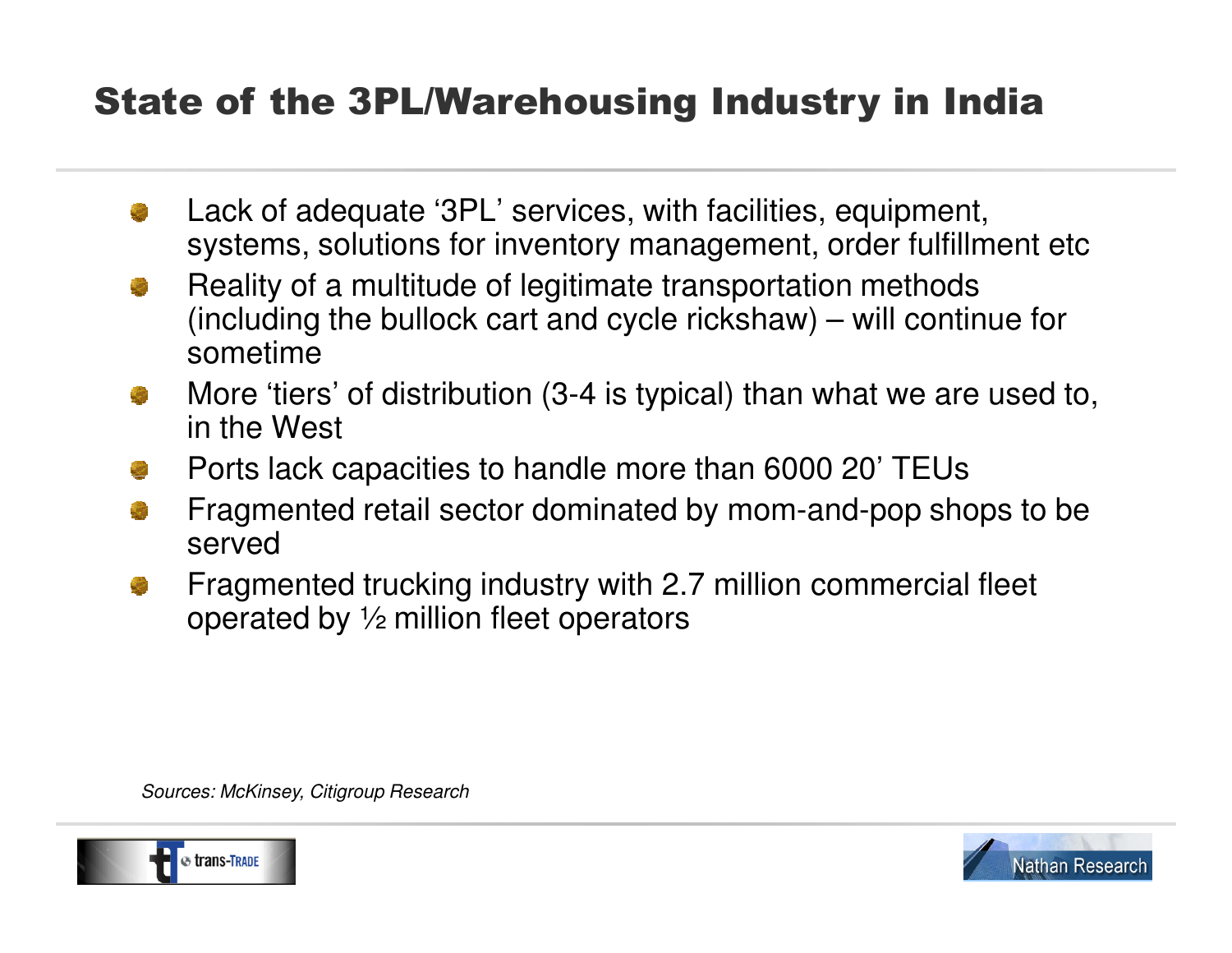# State of the 3PL/Warehousing Industry in India

- Lack of adequate '3PL' services, with facilities, equipment, systems, solutions for inventory management, order fulfillment etc
- Reality of a multitude of legitimate transportation methods (including the bullock cart and cycle rickshaw) – will continue for sometime
- More 'tiers' of distribution (3-4 is typical) than what we are used to, in the West
- Ports lack capacities to handle more than 6000 20' TEUs
- Fragmented retail sector dominated by mom-and-pop shops to be served
- Fragmented trucking industry with 2.7 million commercial fleet operated by ½ million fleet operators

*Sources: McKinsey, Citigroup Research*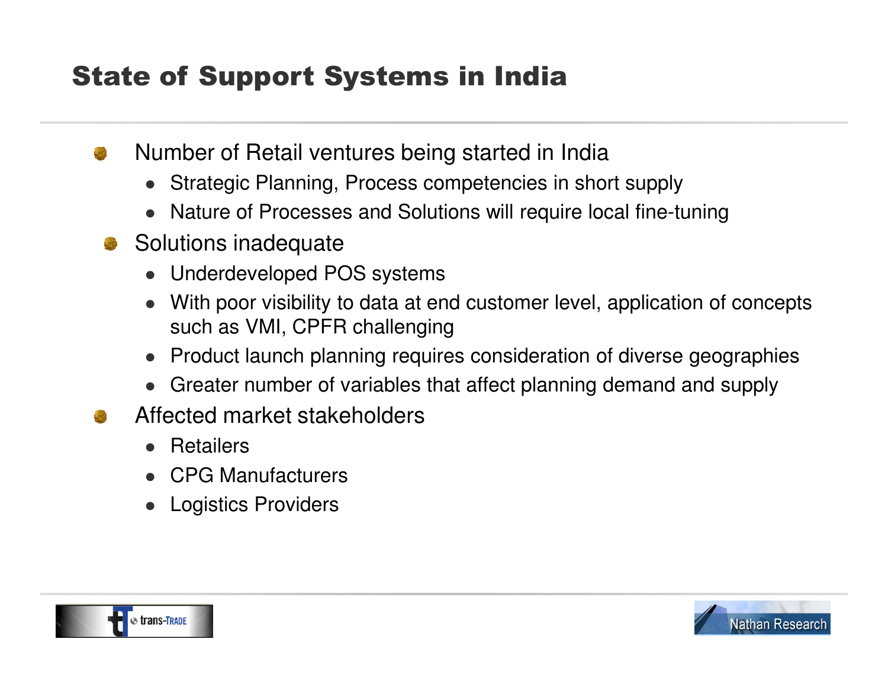## State of Support Systems in India

- Number of Retail ventures being started in India
  - Strategic Planning, Process competencies in short supply
  - Nature of Processes and Solutions will require local fine-tuning
- Solutions inadequate
  - Underdeveloped POS systems
  - With poor visibility to data at end customer level, application of concepts such as VMI, CPFR challenging
  - Product launch planning requires consideration of diverse geographies
  - Greater number of variables that affect planning demand and supply
- Affected market stakeholders
  - Retailers
  - CPG Manufacturers
  - Logistics Providers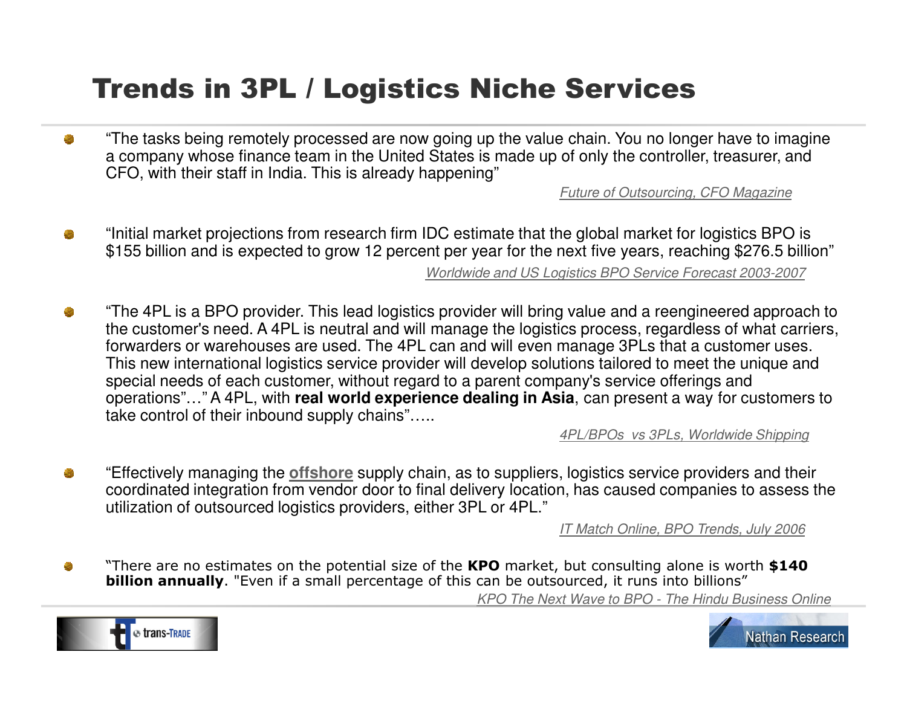# Trends in 3PL / Logistics Niche Services

- "The tasks being remotely processed are now going up the value chain. You no longer have to imagine a company whose finance team in the United States is made up of only the controller, treasurer, and CFO, with their staff in India. This is already happening"

  *Future of Outsourcing, CFO Magazine*

- "Initial market projections from research firm IDC estimate that the global market for logistics BPO is $155 billion and is expected to grow 12 percent per year for the next five years, reaching $276.5 billion"

  *Worldwide and US Logistics BPO Service Forecast 2003-2007*

- "The 4PL is a BPO provider. This lead logistics provider will bring value and a reengineered approach to the customer's need. A 4PL is neutral and will manage the logistics process, regardless of what carriers, forwarders or warehouses are used. The 4PL can and will even manage 3PLs that a customer uses. This new international logistics service provider will develop solutions tailored to meet the unique and special needs of each customer, without regard to a parent company's service offerings and operations"…" A 4PL, with **real world experience dealing in Asia**, can present a way for customers to take control of their inbound supply chains"…..

  *4PL/BPOs vs 3PLs, Worldwide Shipping*

- "Effectively managing the **offshore** supply chain, as to suppliers, logistics service providers and their coordinated integration from vendor door to final delivery location, has caused companies to assess the utilization of outsourced logistics providers, either 3PL or 4PL."

  *IT Match Online, BPO Trends, July 2006*

- "There are no estimates on the potential size of the **KPO** market, but consulting alone is worth **$140 billion annually**. "Even if a small percentage of this can be outsourced, it runs into billions"

  *KPO The Next Wave to BPO - The Hindu Business Online*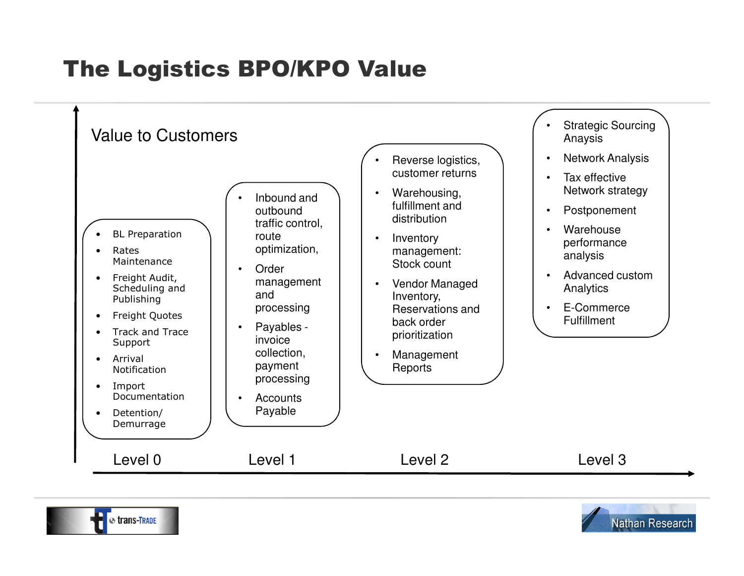# The Logistics BPO/KPO Value

Value to Customers

## Level 0

- BL Preparation
- Rates Maintenance
- Freight Audit, Scheduling and Publishing
- Freight Quotes
- Track and Trace Support
- Arrival Notification
- Import Documentation
- Detention/ Demurrage

## Level 1

- Inbound and outbound traffic control, route optimization,
- Order management and processing
- Payables - invoice collection, payment processing
- Accounts Payable

## Level 2

- Reverse logistics, customer returns
- Warehousing, fulfillment and distribution
- Inventory management: Stock count
- Vendor Managed Inventory, Reservations and back order prioritization
- Management Reports

## Level 3

- Strategic Sourcing Anaysis
- Network Analysis
- Tax effective Network strategy
- Postponement
- Warehouse performance analysis
- Advanced custom Analytics
- E-Commerce Fulfillment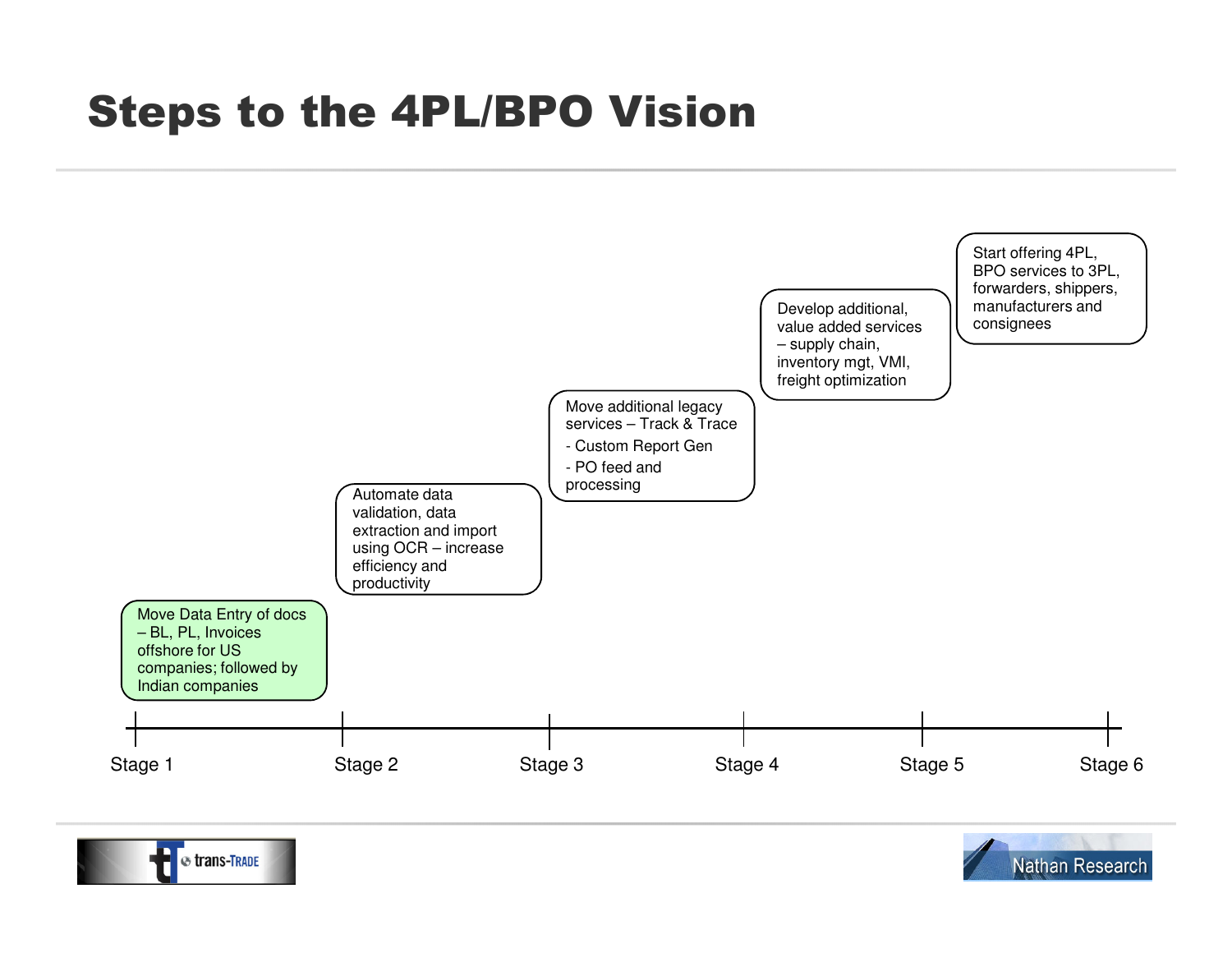# Steps to the 4PL/BPO Vision

**Stage 1**
Move Data Entry of docs – BL, PL, Invoices offshore for US companies; followed by Indian companies

**Stage 2**
Automate data validation, data extraction and import using OCR – increase efficiency and productivity

**Stage 3**
Move additional legacy services – Track & Trace
- Custom Report Gen
- PO feed and processing

**Stage 4**
Develop additional, value added services – supply chain, inventory mgt, VMI, freight optimization

**Stage 5**
Start offering 4PL, BPO services to 3PL, forwarders, shippers, manufacturers and consignees

**Stage 6**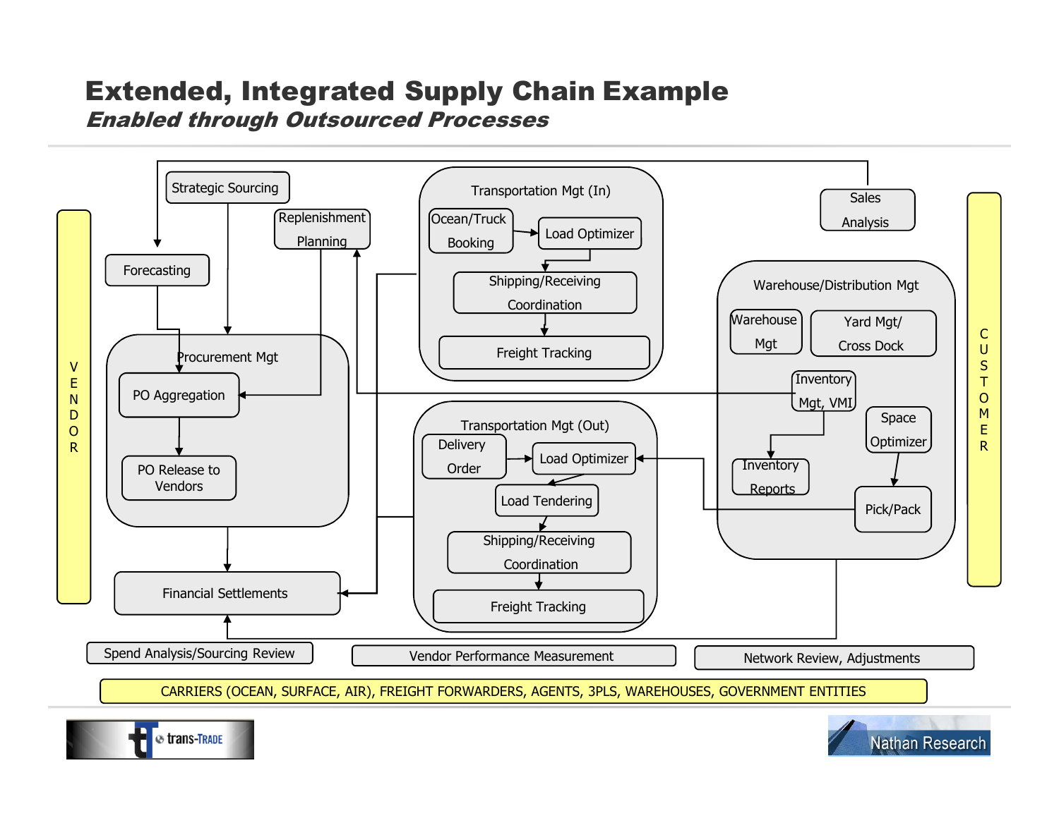# Extended, Integrated Supply Chain Example

## *Enabled through Outsourced Processes*

**VENDOR**

- Strategic Sourcing
- Replenishment Planning
- Forecasting
- Procurement Mgt
  - PO Aggregation
  - PO Release to Vendors
- Financial Settlements

**Transportation Mgt (In)**

- Ocean/Truck Booking
- Load Optimizer
- Shipping/Receiving Coordination
- Freight Tracking

**Transportation Mgt (Out)**

- Delivery Order
- Load Optimizer
- Load Tendering
- Shipping/Receiving Coordination
- Freight Tracking

**Sales Analysis**

**Warehouse/Distribution Mgt**

- Warehouse Mgt
- Yard Mgt/ Cross Dock
- Inventory Mgt, VMI
- Space Optimizer
- Inventory Reports
- Pick/Pack

**CUSTOMER**

Spend Analysis/Sourcing Review | Vendor Performance Measurement | Network Review, Adjustments

CARRIERS (OCEAN, SURFACE, AIR), FREIGHT FORWARDERS, AGENTS, 3PLS, WAREHOUSES, GOVERNMENT ENTITIES

trans-TRADE

Nathan Research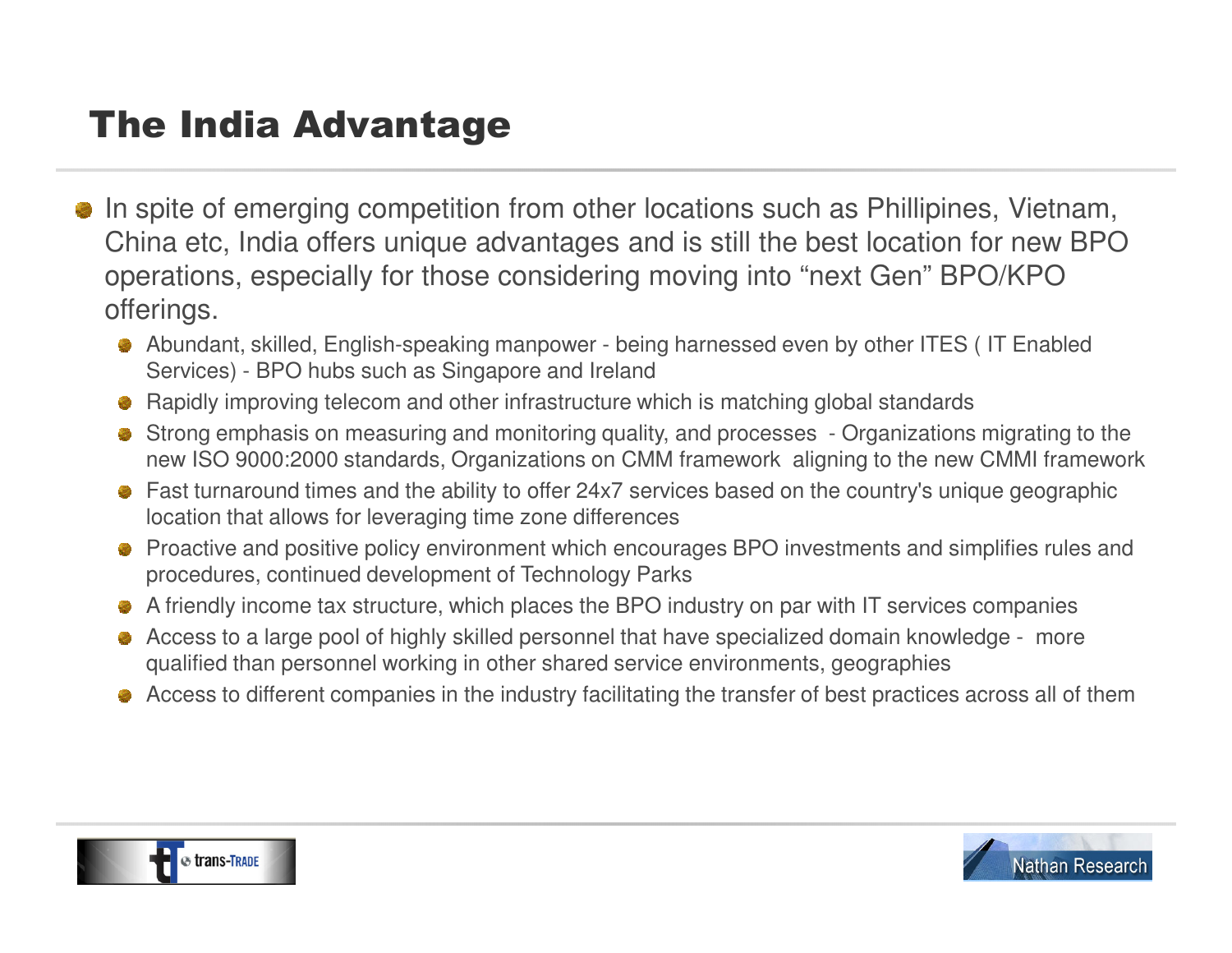# The India Advantage

- In spite of emerging competition from other locations such as Phillipines, Vietnam, China etc, India offers unique advantages and is still the best location for new BPO operations, especially for those considering moving into "next Gen" BPO/KPO offerings.
  - Abundant, skilled, English-speaking manpower - being harnessed even by other ITES ( IT Enabled Services) - BPO hubs such as Singapore and Ireland
  - Rapidly improving telecom and other infrastructure which is matching global standards
  - Strong emphasis on measuring and monitoring quality, and processes - Organizations migrating to the new ISO 9000:2000 standards, Organizations on CMM framework aligning to the new CMMI framework
  - Fast turnaround times and the ability to offer 24x7 services based on the country's unique geographic location that allows for leveraging time zone differences
  - Proactive and positive policy environment which encourages BPO investments and simplifies rules and procedures, continued development of Technology Parks
  - A friendly income tax structure, which places the BPO industry on par with IT services companies
  - Access to a large pool of highly skilled personnel that have specialized domain knowledge - more qualified than personnel working in other shared service environments, geographies
  - Access to different companies in the industry facilitating the transfer of best practices across all of them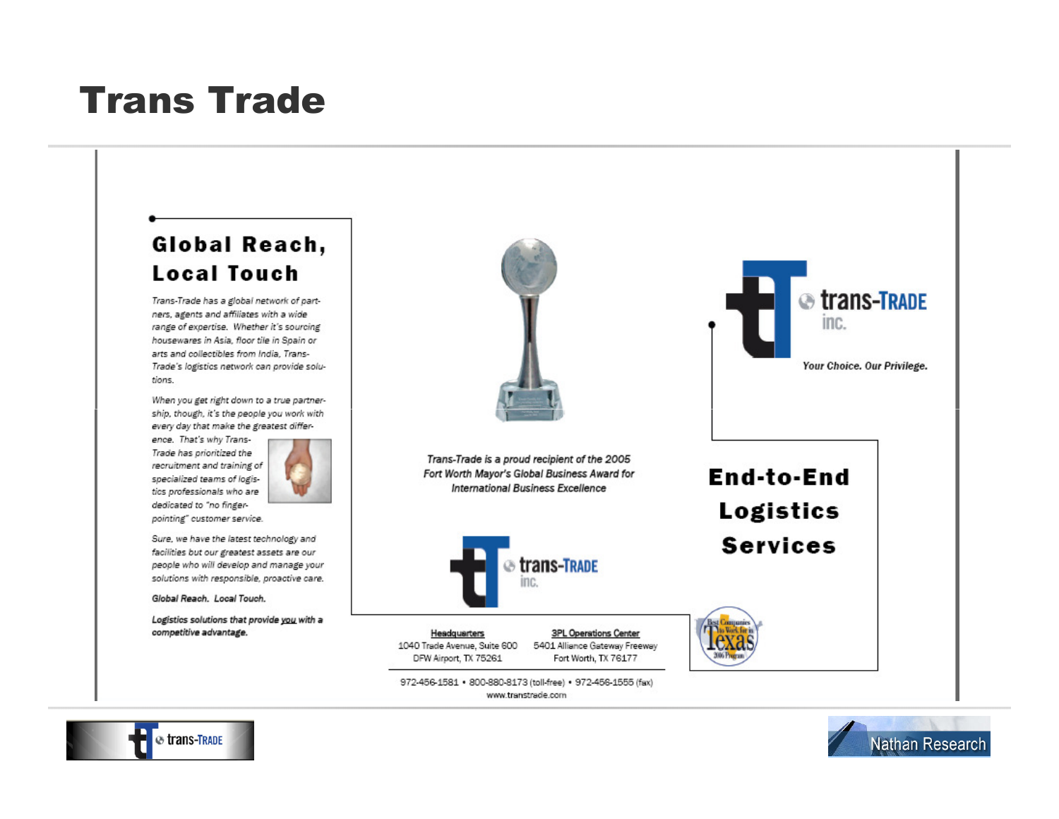# Trans Trade

## Global Reach, Local Touch

*Trans-Trade has a global network of partners, agents and affiliates with a wide range of expertise. Whether it's sourcing housewares in Asia, floor tile in Spain or arts and collectibles from India, Trans-Trade's logistics network can provide solutions.*

*When you get right down to a true partnership, though, it's the people you work with every day that make the greatest difference. That's why Trans-Trade has prioritized the recruitment and training of specialized teams of logistics professionals who are dedicated to "no finger-pointing" customer service.*

*Sure, we have the latest technology and facilities but our greatest assets are our people who will develop and manage your solutions with responsible, proactive care.*

***Global Reach. Local Touch.***

***Logistics solutions that provide you with a competitive advantage.***

*Trans-Trade is a proud recipient of the 2005 Fort Worth Mayor's Global Business Award for International Business Excellence*

trans-TRADE inc.

*Your Choice. Our Privilege.*

## End-to-End Logistics Services

Best Companies to Work for in Texas 2006 Program

| Headquarters | 3PL Operations Center |
|---|---|
| 1040 Trade Avenue, Suite 600 | 5401 Alliance Gateway Freeway |
| DFW Airport, TX 75261 | Fort Worth, TX 76177 |

972-456-1581 • 800-880-8173 (toll-free) • 972-456-1555 (fax)
www.transtrade.com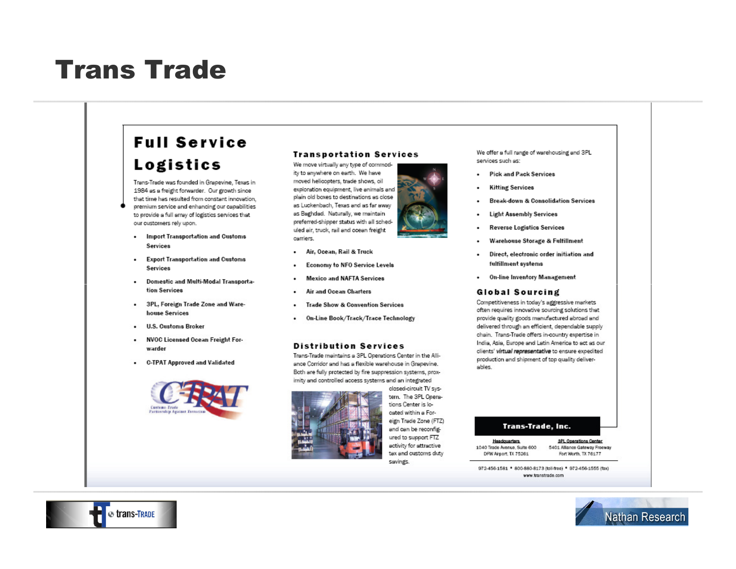# Trans Trade

## Full Service Logistics

Trans-Trade was founded in Grapevine, Texas in 1984 as a freight forwarder. Our growth since that time has resulted from constant innovation, premium service and enhancing our capabilities to provide a full array of logistics services that our customers rely upon.

- Import Transportation and Customs Services
- Export Transportation and Customs Services
- Domestic and Multi-Modal Transportation Services
- 3PL, Foreign Trade Zone and Warehouse Services
- U.S. Customs Broker
- NVOC Licensed Ocean Freight Forwarder
- C-TPAT Approved and Validated

C-TPAT
Customs-Trade Partnership Against Terrorism

### Transportation Services

We move virtually any type of commodity to anywhere on earth. We have moved helicopters, trade shows, oil exploration equipment, live animals and plain old boxes to destinations as close as Luckenbach, Texas and as far away as Baghdad. Naturally, we maintain preferred-shipper status with all scheduled air, truck, rail and ocean freight carriers.

- Air, Ocean, Rail & Truck
- Economy to NFO Service Levels
- Mexico and NAFTA Services
- Air and Ocean Charters
- Trade Show & Convention Services
- On-Line Book/Track/Trace Technology

### Distribution Services

Trans-Trade maintains a 3PL Operations Center in the Alliance Corridor and has a flexible warehouse in Grapevine. Both are fully protected by fire suppression systems, proximity and controlled access systems and an integrated closed-circuit TV system. The 3PL Operations Center is located within a Foreign Trade Zone (FTZ) and can be reconfigured to support FTZ activity for attractive tax and customs duty savings.

We offer a full range of warehousing and 3PL services such as:

- Pick and Pack Services
- Kitting Services
- Break-down & Consolidation Services
- Light Assembly Services
- Reverse Logistics Services
- Warehouse Storage & Fulfillment
- Direct, electronic order initiation and fulfillment systems
- On-line Inventory Management

### Global Sourcing

Competitiveness in today's aggressive markets often requires innovative sourcing solutions that provide quality goods manufactured abroad and delivered through an efficient, dependable supply chain. Trans-Trade offers in-country expertise in India, Asia, Europe and Latin America to act as our clients' ***virtual representative*** to ensure expedited production and shipment of top quality deliverables.

**Trans-Trade, Inc.**

Headquarters
1040 Trade Avenue, Suite 600
DFW Airport, TX 75261

3PL Operations Center
5401 Alliance Gateway Freeway
Fort Worth, TX 76177

972-456-1581 • 800-880-8173 (toll-free) • 972-456-1555 (fax)
www.transtrade.com

trans-TRADE

Nathan Research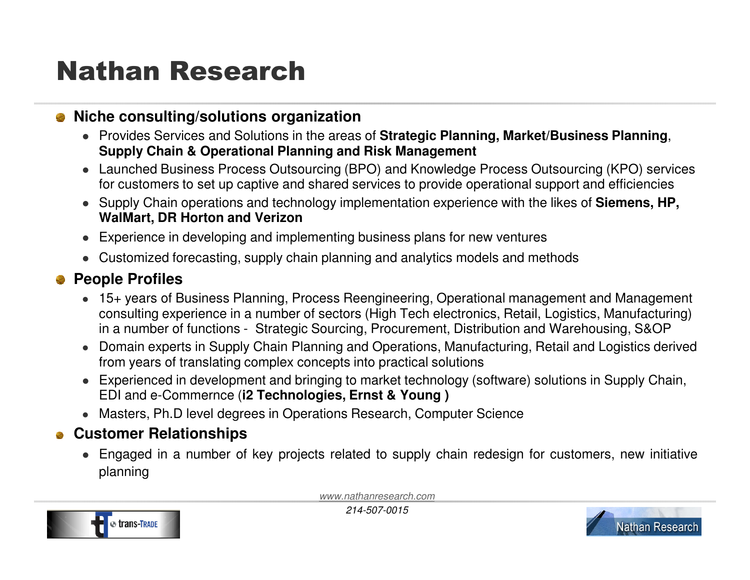# Nathan Research

- **Niche consulting/solutions organization**
  - Provides Services and Solutions in the areas of **Strategic Planning, Market/Business Planning**, **Supply Chain & Operational Planning and Risk Management**
  - Launched Business Process Outsourcing (BPO) and Knowledge Process Outsourcing (KPO) services for customers to set up captive and shared services to provide operational support and efficiencies
  - Supply Chain operations and technology implementation experience with the likes of **Siemens, HP, WalMart, DR Horton and Verizon**
  - Experience in developing and implementing business plans for new ventures
  - Customized forecasting, supply chain planning and analytics models and methods
- **People Profiles**
  - 15+ years of Business Planning, Process Reengineering, Operational management and Management consulting experience in a number of sectors (High Tech electronics, Retail, Logistics, Manufacturing) in a number of functions - Strategic Sourcing, Procurement, Distribution and Warehousing, S&OP
  - Domain experts in Supply Chain Planning and Operations, Manufacturing, Retail and Logistics derived from years of translating complex concepts into practical solutions
  - Experienced in development and bringing to market technology (software) solutions in Supply Chain, EDI and e-Commernce (**i2 Technologies, Ernst & Young )**
  - Masters, Ph.D level degrees in Operations Research, Computer Science
- **Customer Relationships**
  - Engaged in a number of key projects related to supply chain redesign for customers, new initiative planning

*www.nathanresearch.com*

*214-507-0015*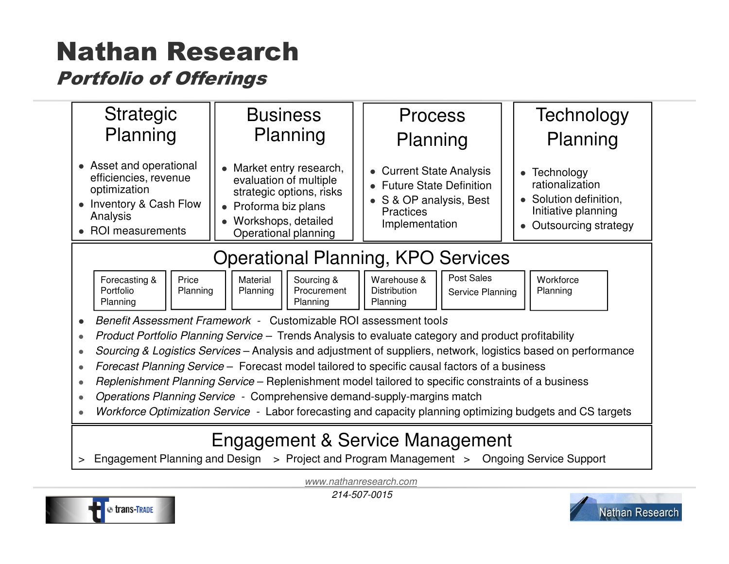# Nathan Research

## *Portfolio of Offerings*

### Strategic Planning

- Asset and operational efficiencies, revenue optimization
- Inventory & Cash Flow Analysis
- ROI measurements

### Business Planning

- Market entry research, evaluation of multiple strategic options, risks
- Proforma biz plans
- Workshops, detailed Operational planning

### Process Planning

- Current State Analysis
- Future State Definition
- S & OP analysis, Best Practices Implementation

### Technology Planning

- Technology rationalization
- Solution definition, Initiative planning
- Outsourcing strategy

### Operational Planning, KPO Services

| | | | | | | |
|---|---|---|---|---|---|---|
| Forecasting & Portfolio Planning | Price Planning | Material Planning | Sourcing & Procurement Planning | Warehouse & Distribution Planning | Post Sales Service Planning | Workforce Planning |

- *Benefit Assessment Framework* - Customizable ROI assessment tools
- *Product Portfolio Planning Service* – Trends Analysis to evaluate category and product profitability
- *Sourcing & Logistics Services* – Analysis and adjustment of suppliers, network, logistics based on performance
- *Forecast Planning Service* – Forecast model tailored to specific causal factors of a business
- *Replenishment Planning Service* – Replenishment model tailored to specific constraints of a business
- *Operations Planning Service* - Comprehensive demand-supply-margins match
- *Workforce Optimization Service* - Labor forecasting and capacity planning optimizing budgets and CS targets

### Engagement & Service Management

> Engagement Planning and Design > Project and Program Management > Ongoing Service Support

www.nathanresearch.com

*214-507-0015*

trans-TRADE

Nathan Research